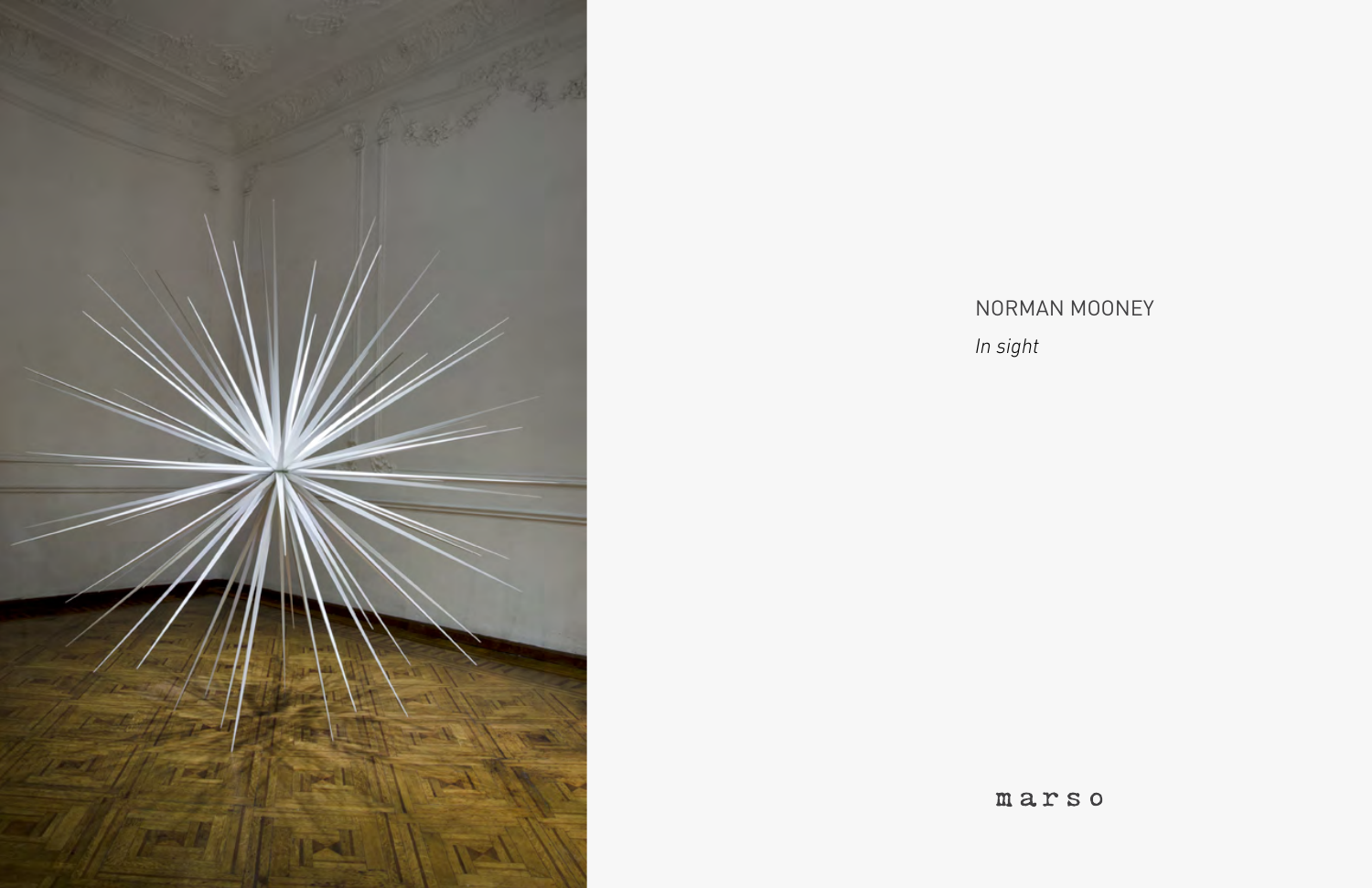NORMAN MOONEY

*In sight*

marso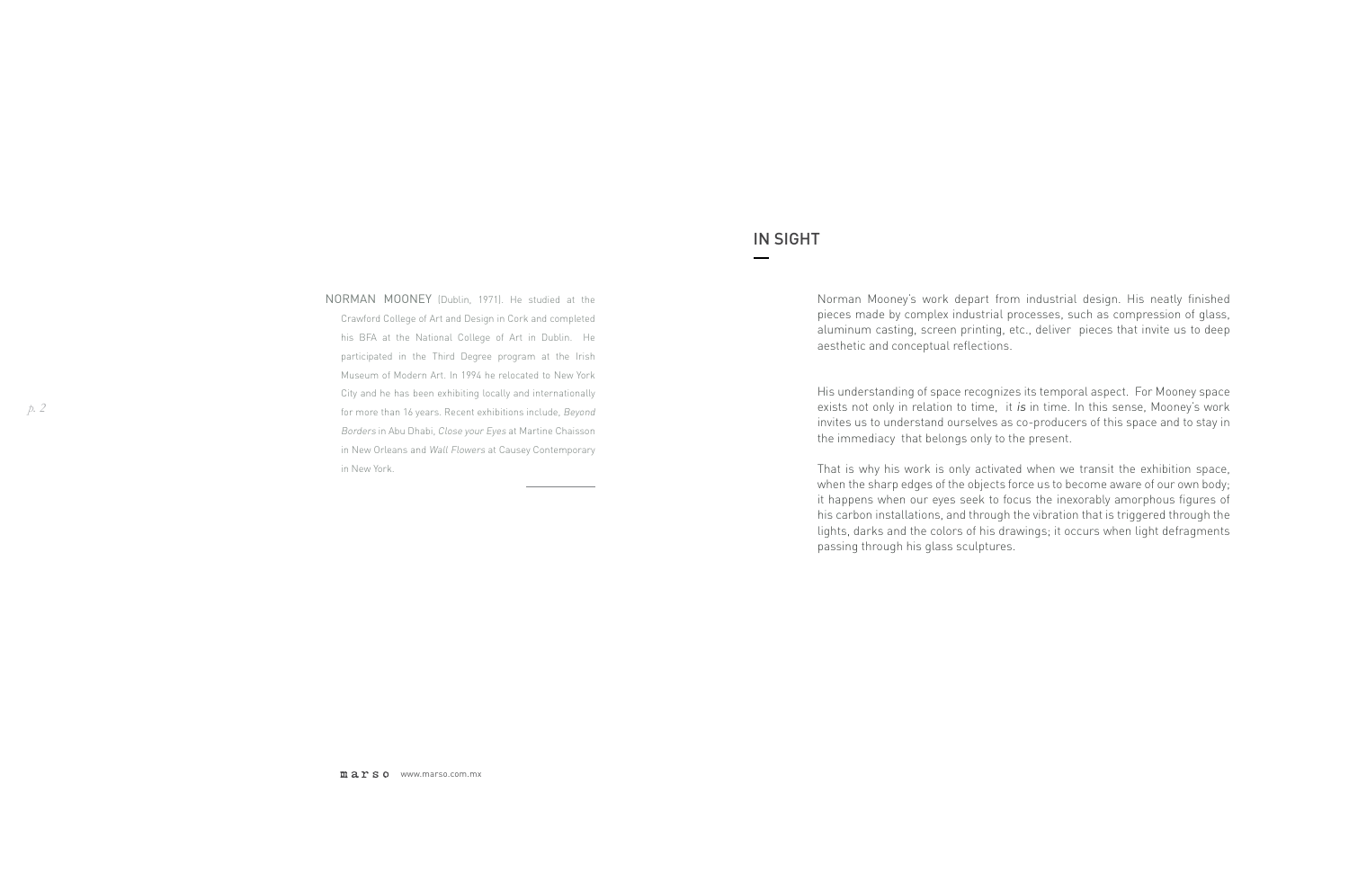NORMAN MOONEY (Dublin, 1971). He studied at the Crawford College of Art and Design in Cork and completed his BFA at the National College of Art in Dublin. He participated in the Third Degree program at the Irish Museum of Modern Art. In 1994 he relocated to New York City and he has been exhibiting locally and internationally for more than 16 years. Recent exhibitions include, *Beyond Borders* in Abu Dhabi, *Close your Eyes* at Martine Chaisson in New Orleans and *Wall Flowers* at Causey Contemporary in New York.

## IN SIGHT

Norman Mooney's work depart from industrial design. His neatly finished pieces made by complex industrial processes, such as compression of glass, aluminum casting, screen printing, etc., deliver pieces that invite us to deep aesthetic and conceptual reflections.

His understanding of space recognizes its temporal aspect. For Mooney space exists not only in relation to time, it *is* in time. In this sense, Mooney's work invites us to understand ourselves as co-producers of this space and to stay in the immediacy that belongs only to the present.

That is why his work is only activated when we transit the exhibition space, when the sharp edges of the objects force us to become aware of our own body; it happens when our eyes seek to focus the inexorably amorphous figures of his carbon installations, and through the vibration that is triggered through the lights, darks and the colors of his drawings; it occurs when light defragments passing through his glass sculptures.

marso www.marso.com.mx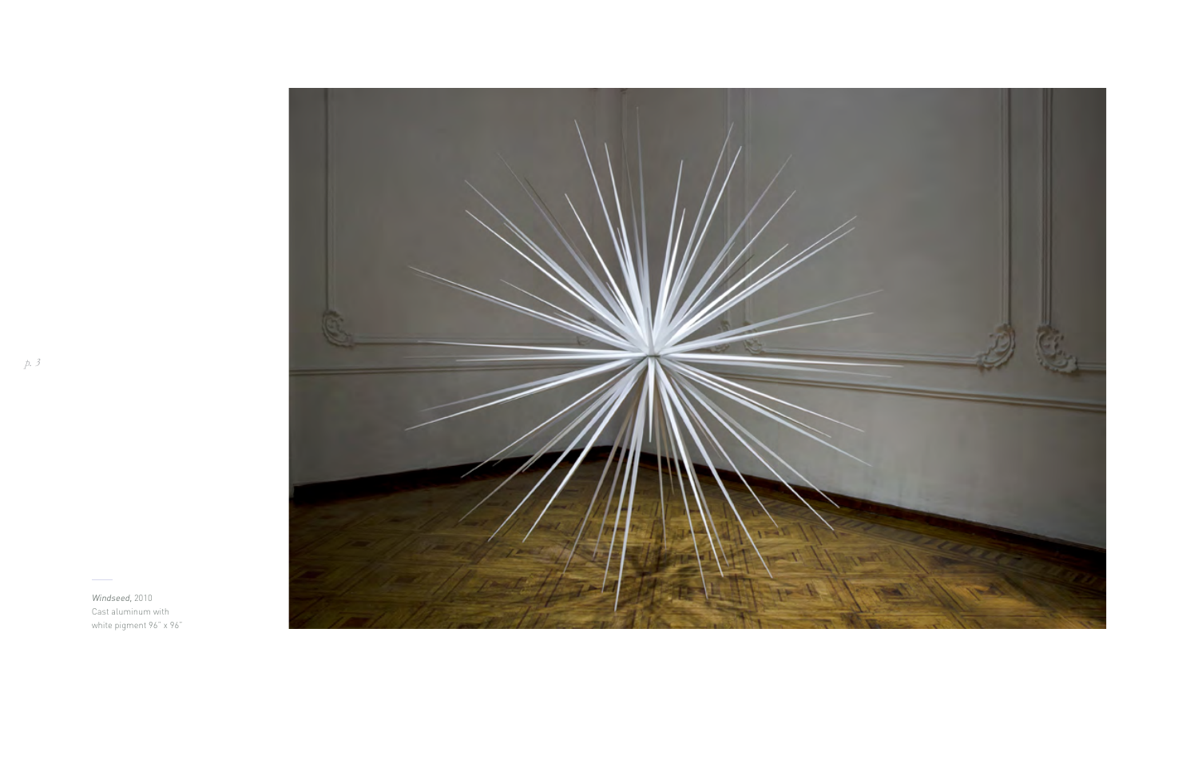*Windseed*, 2010
Cast aluminum with
white pigment 96" x 96"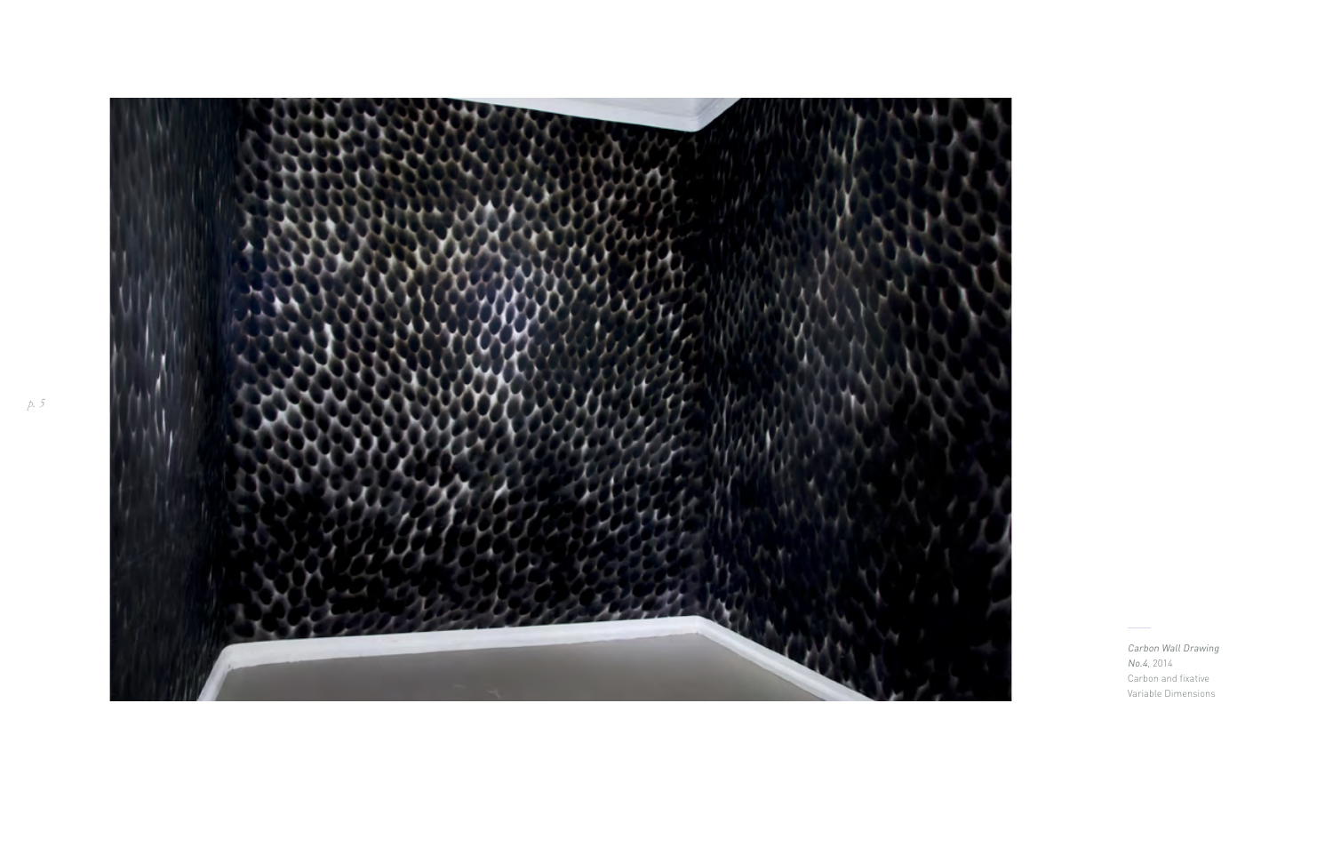*Carbon Wall Drawing No.4*, 2014
Carbon and fixative
Variable Dimensions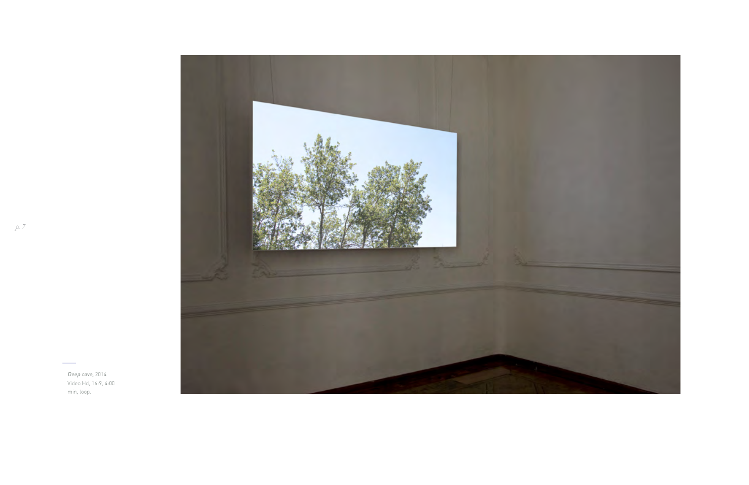*Deep cove*, 2014
Video Hd, 16:9, 4:00 min, loop.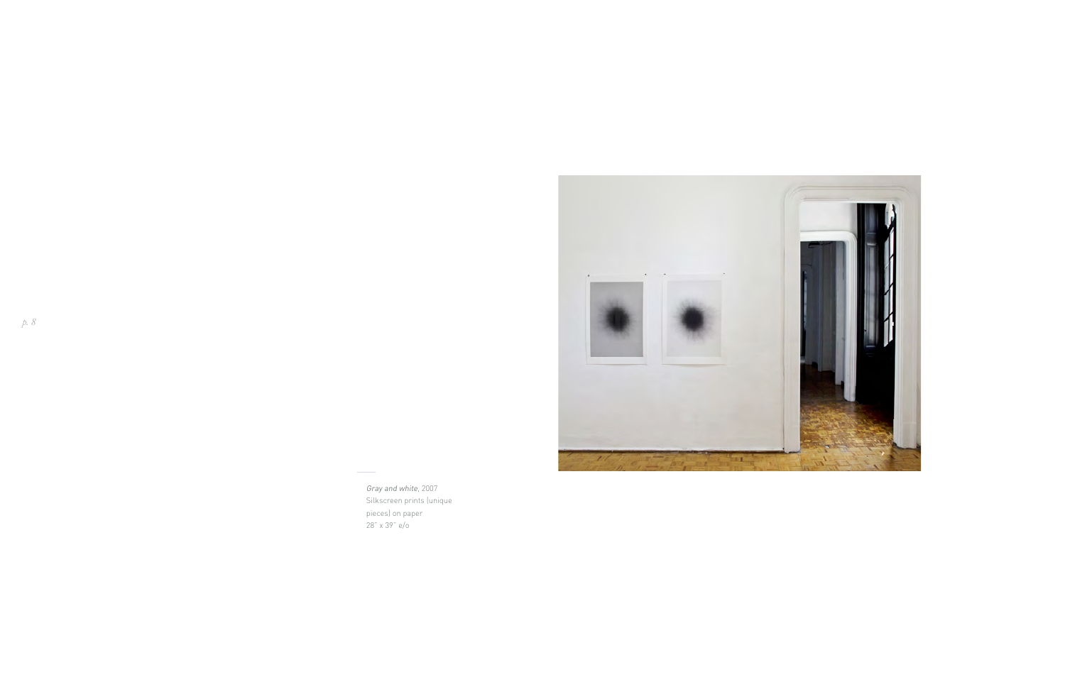*Gray and white*, 2007
Silkscreen prints (unique pieces) on paper
28" x 39" e/o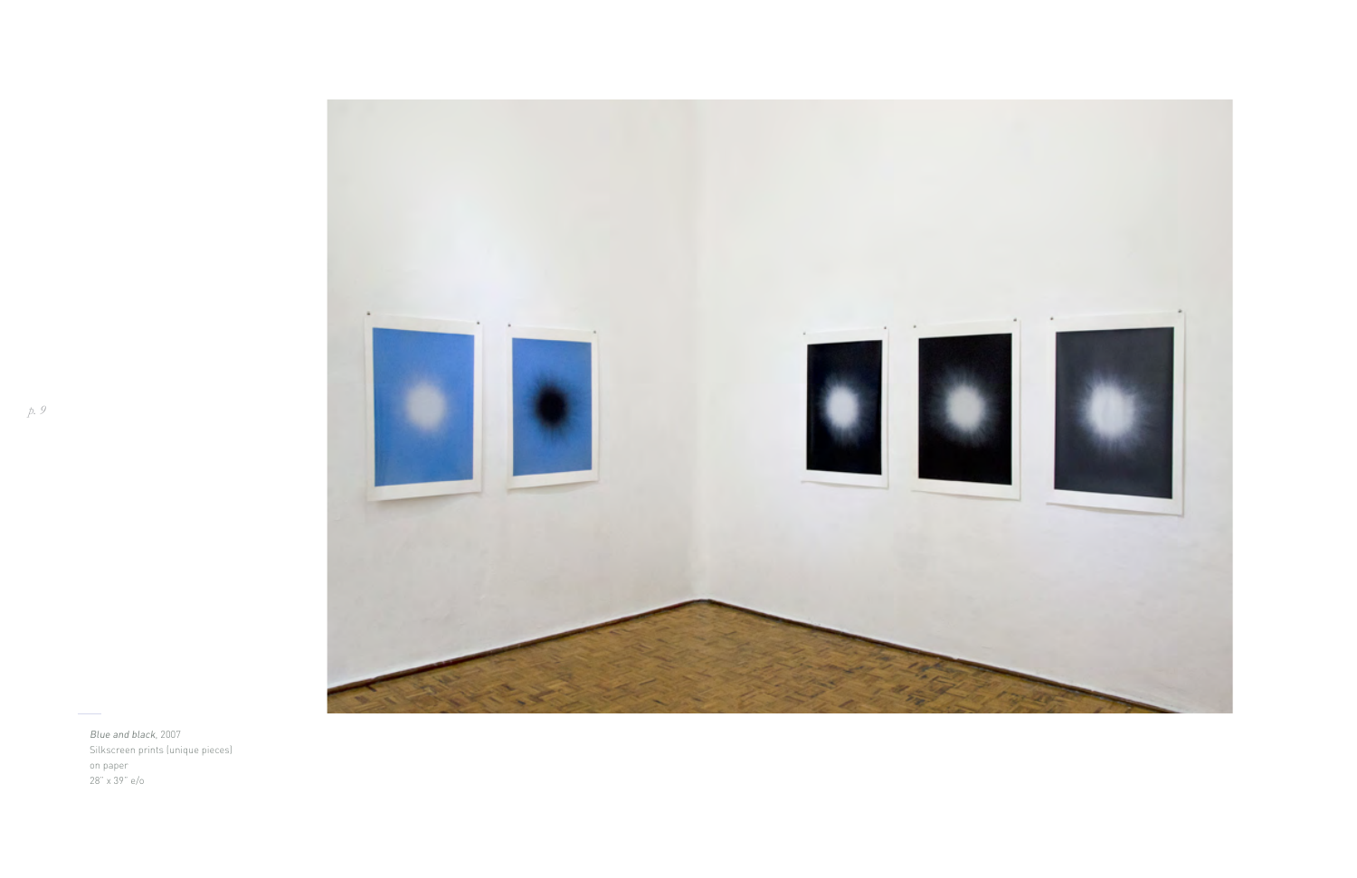*Blue and black*, 2007
Silkscreen prints (unique pieces)
on paper
28" x 39" e/o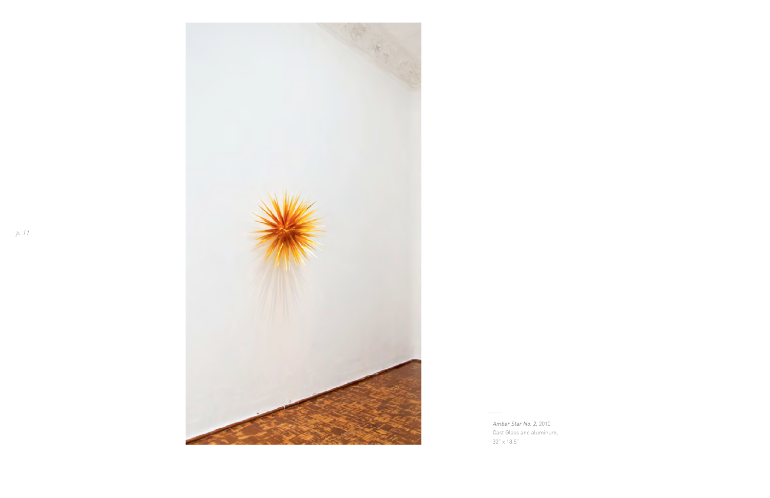*Amber Star No. 2,* 2010
Cast Glass and aluminum,
32" x 18.5"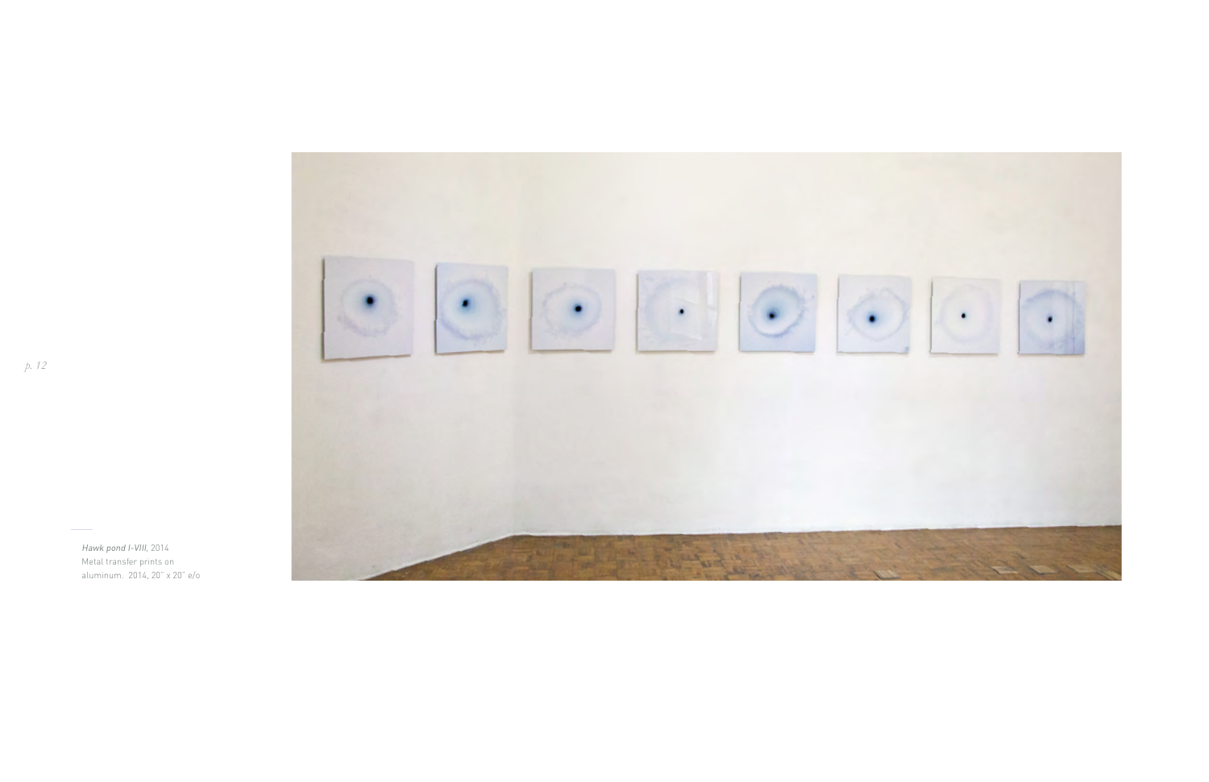*Hawk pond I-VIII*, 2014
Metal transfer prints on aluminum. 2014, 20" x 20" e/o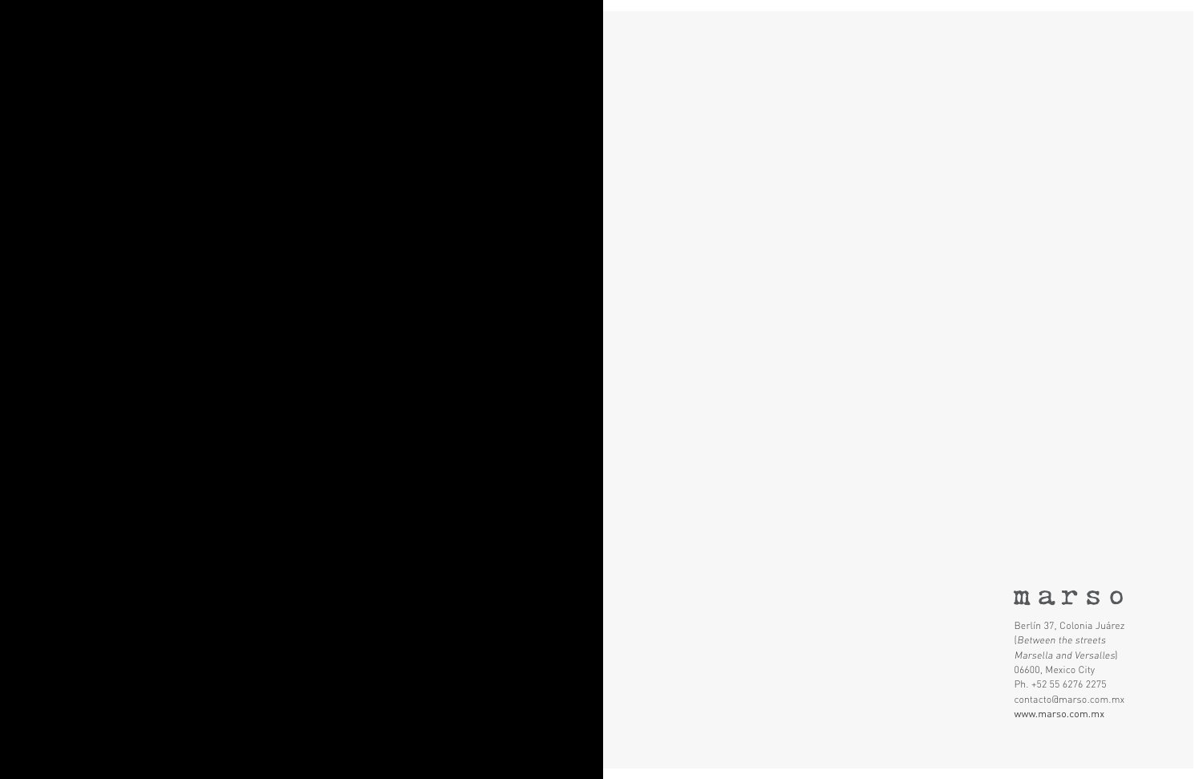marso

Berlín 37, Colonia Juárez
(*Between the streets Marsella and Versalles*)
06600, Mexico City
Ph. +52 55 6276 2275
contacto@marso.com.mx
www.marso.com.mx